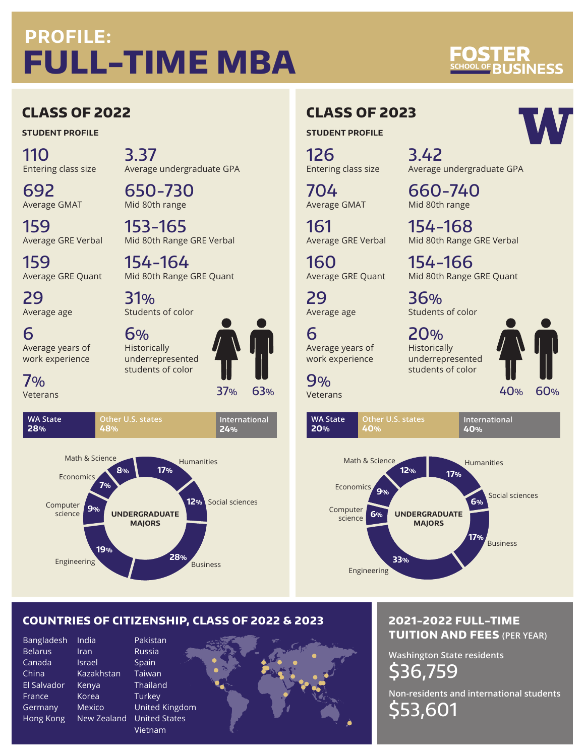# PROFILE: FULL-TIME MBA

FOSTER SCHOOL OF BUSINESS

## CLASS OF 2022

### STUDENT PROFILE

**110**
Entering class size

**3.37**
Average undergraduate GPA

**692**
Average GMAT

**650-730**
Mid 80th range

**159**
Average GRE Verbal

**153-165**
Mid 80th Range GRE Verbal

**159**
Average GRE Quant

**154-164**
Mid 80th Range GRE Quant

**29**
Average age

**31%**
Students of color

**6**
Average years of work experience

**6%**
Historically underrepresented students of color

**7%**
Veterans

37% (women) | 63% (men)

| WA State | Other U.S. states | International |
|---|---|---|
| 28% | 48% | 24% |

**UNDERGRADUATE MAJORS**

- Humanities: 17%
- Social sciences: 12%
- Business: 28%
- Engineering: 19%
- Computer science: 9%
- Economics: 7%
- Math & Science: 8%

## CLASS OF 2023

### STUDENT PROFILE

**126**
Entering class size

**3.42**
Average undergraduate GPA

**704**
Average GMAT

**660-740**
Mid 80th range

**161**
Average GRE Verbal

**154-168**
Mid 80th Range GRE Verbal

**160**
Average GRE Quant

**154-166**
Mid 80th Range GRE Quant

**29**
Average age

**36%**
Students of color

**6**
Average years of work experience

**20%**
Historically underrepresented students of color

**9%**
Veterans

40% (women) | 60% (men)

| WA State | Other U.S. states | International |
|---|---|---|
| 20% | 40% | 40% |

**UNDERGRADUATE MAJORS**

- Humanities: 17%
- Social sciences: 6%
- Business: 17%
- Engineering: 33%
- Computer science: 6%
- Economics: 9%
- Math & Science: 12%

## COUNTRIES OF CITIZENSHIP, CLASS OF 2022 & 2023

Bangladesh, Belarus, Canada, China, El Salvador, France, Germany, Hong Kong, India, Iran, Israel, Kazakhstan, Kenya, Korea, Mexico, New Zealand, Pakistan, Russia, Spain, Taiwan, Thailand, Turkey, United Kingdom, United States, Vietnam

## 2021-2022 FULL-TIME TUITION AND FEES (PER YEAR)

**Washington State residents**
$36,759

**Non-residents and international students**
$53,601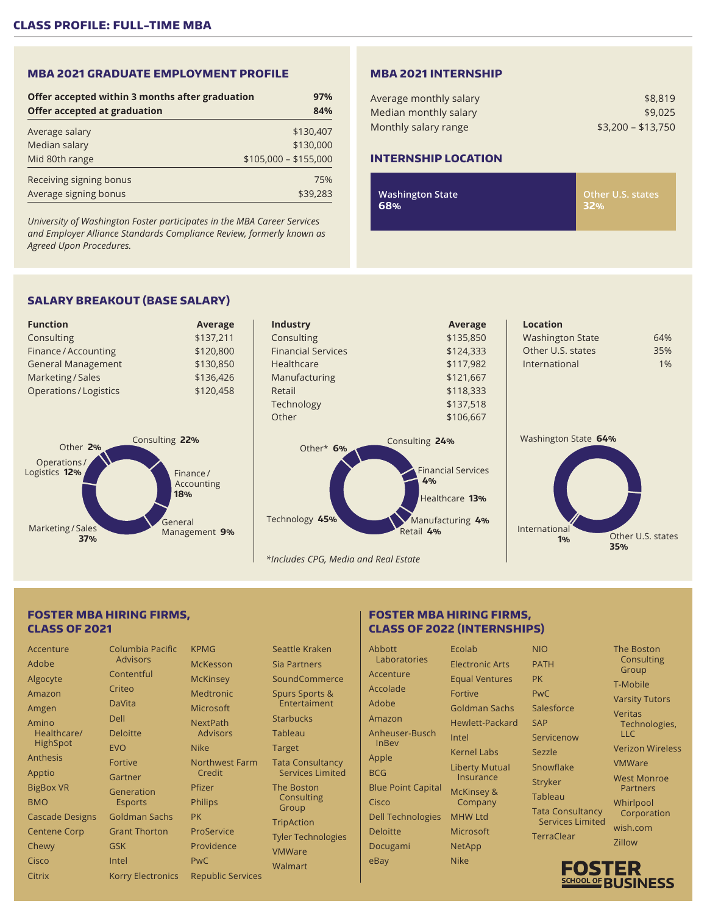## CLASS PROFILE: FULL-TIME MBA

### MBA 2021 GRADUATE EMPLOYMENT PROFILE

| | |
|---|---|
| **Offer accepted within 3 months after graduation** | **97%** |
| **Offer accepted at graduation** | **84%** |
| Average salary | $130,407 |
| Median salary | $130,000 |
| Mid 80th range | $105,000 – $155,000 |
| Receiving signing bonus | 75% |
| Average signing bonus | $39,283 |

*University of Washington Foster participates in the MBA Career Services and Employer Alliance Standards Compliance Review, formerly known as Agreed Upon Procedures.*

### MBA 2021 INTERNSHIP

| | |
|---|---|
| Average monthly salary | $8,819 |
| Median monthly salary | $9,025 |
| Monthly salary range | $3,200 – $13,750 |

### INTERNSHIP LOCATION

Washington State **68%**

Other U.S. states **32%**

### SALARY BREAKOUT (BASE SALARY)

| Function | Average |
|---|---|
| Consulting | $137,211 |
| Finance / Accounting | $120,800 |
| General Management | $130,850 |
| Marketing / Sales | $136,426 |
| Operations / Logistics | $120,458 |

Consulting **22%**
Finance / Accounting **18%**
General Management **9%**
Marketing / Sales **37%**
Operations / Logistics **12%**
Other **2%**

| Industry | Average |
|---|---|
| Consulting | $135,850 |
| Financial Services | $124,333 |
| Healthcare | $117,982 |
| Manufacturing | $121,667 |
| Retail | $118,333 |
| Technology | $137,518 |
| Other | $106,667 |

Consulting **24%**
Financial Services **4%**
Healthcare **13%**
Manufacturing **4%**
Retail **4%**
Technology **45%**
Other* **6%**

*\*Includes CPG, Media and Real Estate*

| Location | |
|---|---|
| Washington State | 64% |
| Other U.S. states | 35% |
| International | 1% |

Washington State **64%**
Other U.S. states **35%**
International **1%**

### FOSTER MBA HIRING FIRMS, CLASS OF 2021

Accenture
Adobe
Algocyte
Amazon
Amgen
Amino Healthcare/ HighSpot
Anthesis
Apptio
BigBox VR
BMO
Cascade Designs
Centene Corp
Chewy
Cisco
Citrix
Columbia Pacific Advisors
Contentful
Criteo
DaVita
Dell
Deloitte
EVO
Fortive
Gartner
Generation Esports
Goldman Sachs
Grant Thorton
GSK
Intel
Korry Electronics
KPMG
McKesson
McKinsey
Medtronic
Microsoft
NextPath Advisors
Nike
Northwest Farm Credit
Pfizer
Philips
PK
ProService
Providence
PwC
Republic Services
Seattle Kraken
Sia Partners
SoundCommerce
Spurs Sports & Entertaiment
Starbucks
Tableau
Target
Tata Consultancy Services Limited
The Boston Consulting Group
TripAction
Tyler Technologies
VMWare
Walmart

### FOSTER MBA HIRING FIRMS, CLASS OF 2022 (INTERNSHIPS)

Abbott Laboratories
Accenture
Accolade
Adobe
Amazon
Anheuser-Busch InBev
Apple
BCG
Blue Point Capital
Cisco
Dell Technologies
Deloitte
Docugami
eBay
Ecolab
Electronic Arts
Equal Ventures
Fortive
Goldman Sachs
Hewlett-Packard
Intel
Kernel Labs
Liberty Mutual Insurance
McKinsey & Company
MHW Ltd
Microsoft
NetApp
Nike
NIO
PATH
PK
PwC
Salesforce
SAP
Servicenow
Sezzle
Snowflake
Stryker
Tableau
Tata Consultancy Services Limited
TerraClear
The Boston Consulting Group
T-Mobile
Varsity Tutors
Veritas Technologies, LLC
Verizon Wireless
VMWare
West Monroe Partners
Whirlpool Corporation
wish.com
Zillow

FOSTER SCHOOL OF BUSINESS